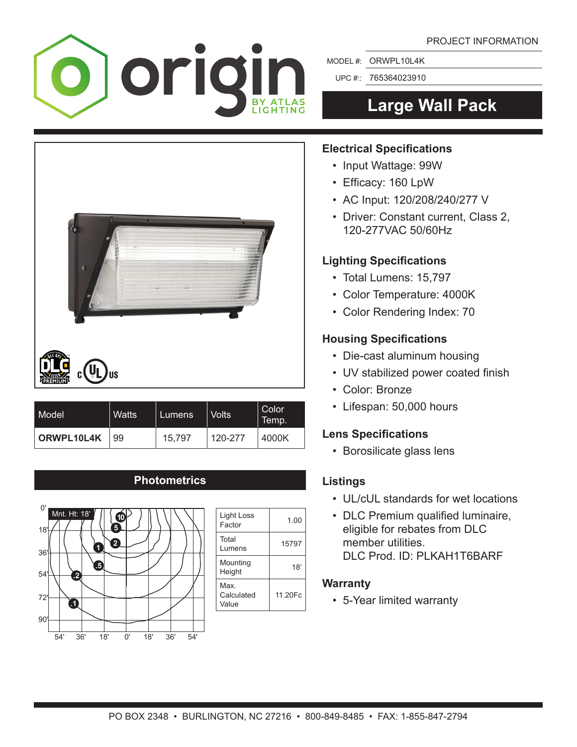PROJECT INFORMATION

MODEL #: ORWPL10L4K

UPC #:: 765364023910

# Large Wall Pack

| Model | Watts | Lumens | Volts | Color Temp. |
|---|---|---|---|---|
| **ORWPL10L4K** | 99 | 15,797 | 120-277 | 4000K |

## Photometrics

| | |
|---|---|
| Light Loss Factor | 1.00 |
| Total Lumens | 15797 |
| Mounting Height | 18' |
| Max. Calculated Value | 11.20Fc |

## Electrical Specifications

- Input Wattage: 99W
- Efficacy: 160 LpW
- AC Input: 120/208/240/277 V
- Driver: Constant current, Class 2, 120-277VAC 50/60Hz

## Lighting Specifications

- Total Lumens: 15,797
- Color Temperature: 4000K
- Color Rendering Index: 70

## Housing Specifications

- Die-cast aluminum housing
- UV stabilized power coated finish
- Color: Bronze
- Lifespan: 50,000 hours

## Lens Specifications

- Borosilicate glass lens

## Listings

- UL/cUL standards for wet locations
- DLC Premium qualified luminaire, eligible for rebates from DLC member utilities.
  DLC Prod. ID: PLKAH1T6BARF

## Warranty

- 5-Year limited warranty

PO BOX 2348 • BURLINGTON, NC 27216 • 800-849-8485 • FAX: 1-855-847-2794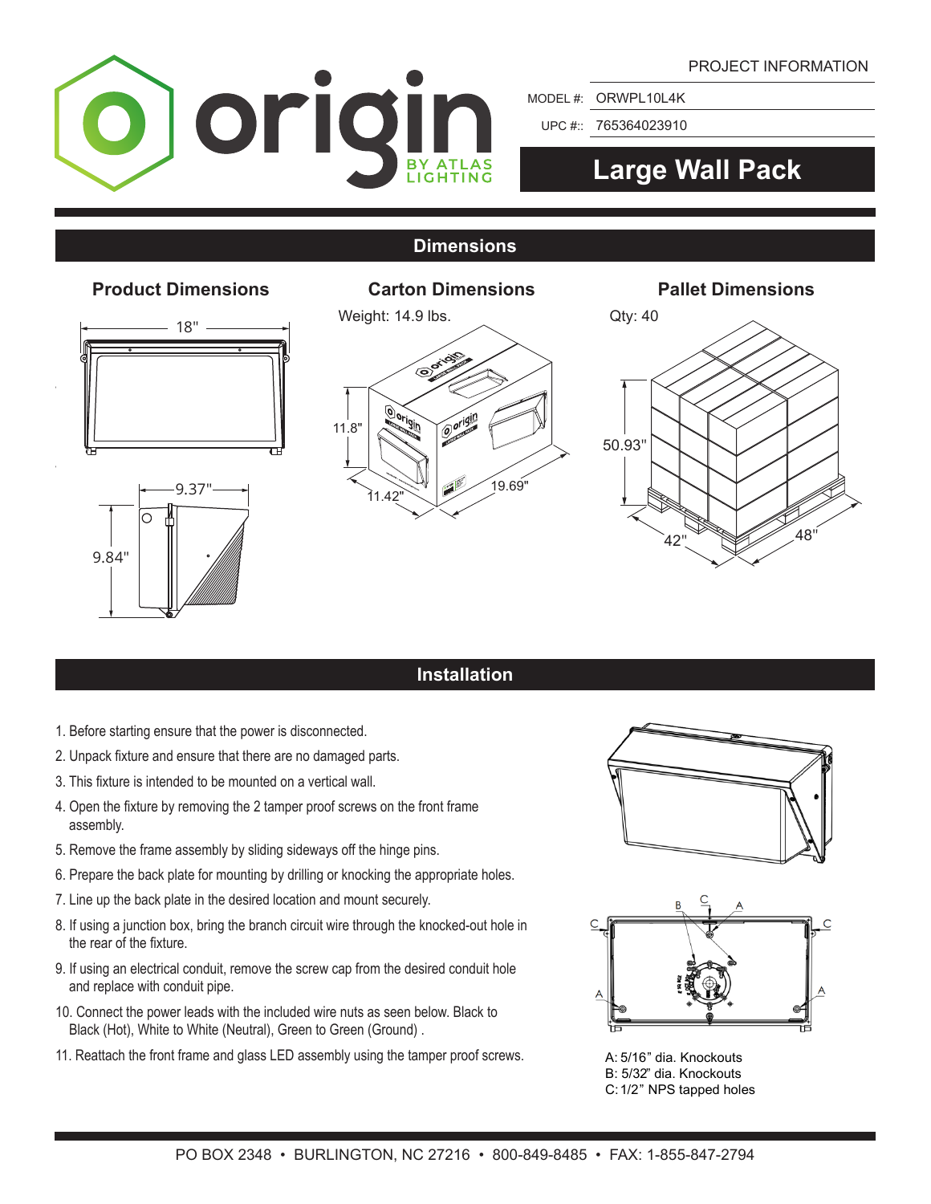PROJECT INFORMATION

MODEL #: ORWPL10L4K

UPC #:: 765364023910

# Large Wall Pack

## Dimensions

### Product Dimensions

18"

9.37"

9.84"

### Carton Dimensions

Weight: 14.9 lbs.

11.8"

11.42"

19.69"

### Pallet Dimensions

Qty: 40

50.93"

42"

48"

## Installation

1. Before starting ensure that the power is disconnected.
2. Unpack fixture and ensure that there are no damaged parts.
3. This fixture is intended to be mounted on a vertical wall.
4. Open the fixture by removing the 2 tamper proof screws on the front frame assembly.
5. Remove the frame assembly by sliding sideways off the hinge pins.
6. Prepare the back plate for mounting by drilling or knocking the appropriate holes.
7. Line up the back plate in the desired location and mount securely.
8. If using a junction box, bring the branch circuit wire through the knocked-out hole in the rear of the fixture.
9. If using an electrical conduit, remove the screw cap from the desired conduit hole and replace with conduit pipe.
10. Connect the power leads with the included wire nuts as seen below. Black to Black (Hot), White to White (Neutral), Green to Green (Ground) .
11. Reattach the front frame and glass LED assembly using the tamper proof screws.

A: 5/16" dia. Knockouts
B: 5/32" dia. Knockouts
C: 1/2" NPS tapped holes

PO BOX 2348 • BURLINGTON, NC 27216 • 800-849-8485 • FAX: 1-855-847-2794